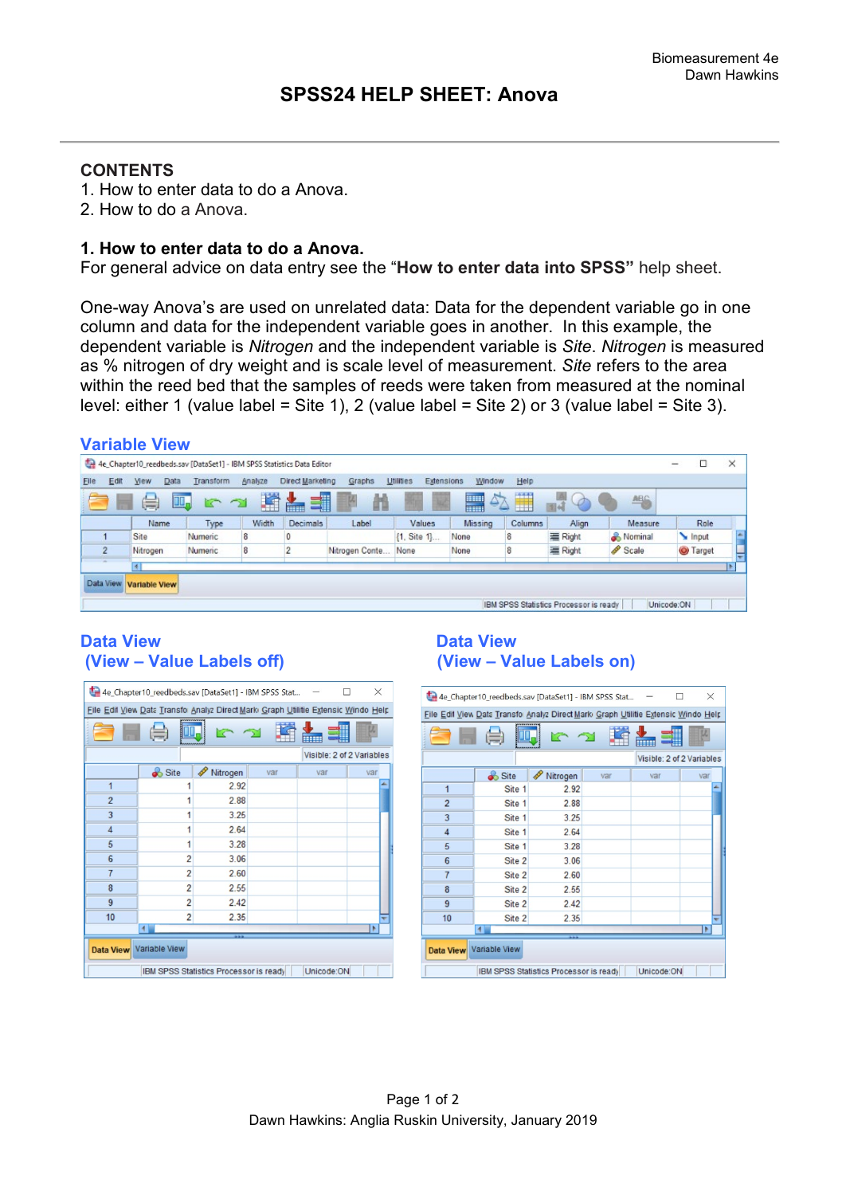# SPSS24 HELP SHEET: Anova

## CONTENTS

1. How to enter data to do a Anova.
2. How to do a Anova.

## 1. How to enter data to do a Anova.

For general advice on data entry see the "**How to enter data into SPSS"** help sheet.

One-way Anova's are used on unrelated data: Data for the dependent variable go in one column and data for the independent variable goes in another. In this example, the dependent variable is *Nitrogen* and the independent variable is *Site*. *Nitrogen* is measured as % nitrogen of dry weight and is scale level of measurement. *Site* refers to the area within the reed bed that the samples of reeds were taken from measured at the nominal level: either 1 (value label = Site 1), 2 (value label = Site 2) or 3 (value label = Site 3).

### Variable View

| | Name | Type | Width | Decimals | Label | Values | Missing | Columns | Align | Measure | Role |
|---|---|---|---|---|---|---|---|---|---|---|---|
| 1 | Site | Numeric | 8 | 0 | | {1, Site 1}... | None | 8 | Right | Nominal | Input |
| 2 | Nitrogen | Numeric | 8 | 2 | Nitrogen Conte... | None | None | 8 | Right | Scale | Target |

### Data View (View – Value Labels off)

| | Site | Nitrogen |
|---|---|---|
| 1 | 1 | 2.92 |
| 2 | 1 | 2.88 |
| 3 | 1 | 3.25 |
| 4 | 1 | 2.64 |
| 5 | 1 | 3.28 |
| 6 | 2 | 3.06 |
| 7 | 2 | 2.60 |
| 8 | 2 | 2.55 |
| 9 | 2 | 2.42 |
| 10 | 2 | 2.35 |

### Data View (View – Value Labels on)

| | Site | Nitrogen |
|---|---|---|
| 1 | Site 1 | 2.92 |
| 2 | Site 1 | 2.88 |
| 3 | Site 1 | 3.25 |
| 4 | Site 1 | 2.64 |
| 5 | Site 1 | 3.28 |
| 6 | Site 2 | 3.06 |
| 7 | Site 2 | 2.60 |
| 8 | Site 2 | 2.55 |
| 9 | Site 2 | 2.42 |
| 10 | Site 2 | 2.35 |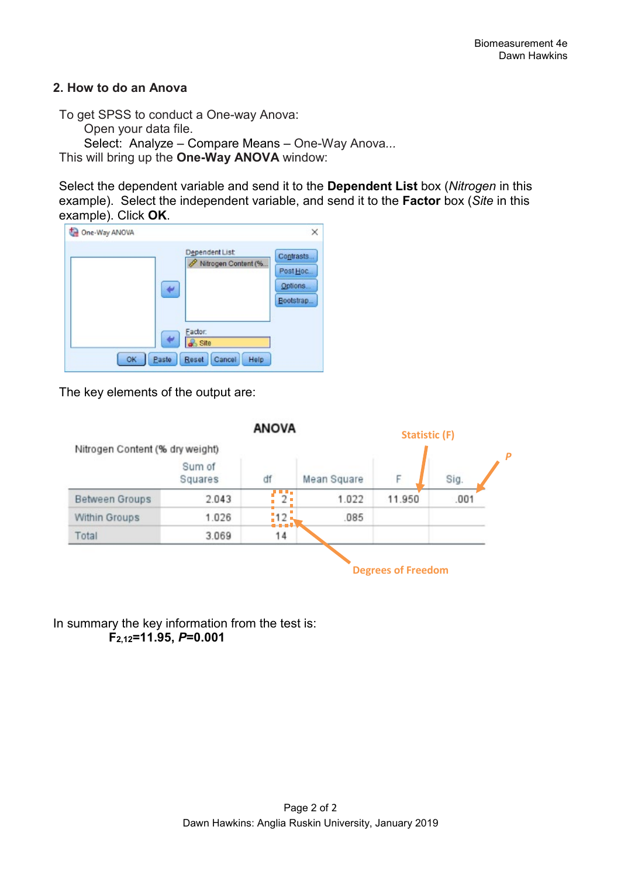## 2. How to do an Anova

To get SPSS to conduct a One-way Anova:

Open your data file.

Select: Analyze – Compare Means – One-Way Anova...

This will bring up the **One-Way ANOVA** window:

Select the dependent variable and send it to the **Dependent List** box (*Nitrogen* in this example). Select the independent variable, and send it to the **Factor** box (*Site* in this example). Click **OK**.

One-Way ANOVA

Dependent List:
Nitrogen Content (%...

Factor:
Site

Contrasts... Post Hoc... Options... Bootstrap...

OK Paste Reset Cancel Help

The key elements of the output are:

**ANOVA**

Nitrogen Content (% dry weight)

| | Sum of Squares | df | Mean Square | F | Sig. |
|---|---|---|---|---|---|
| Between Groups | 2.043 | 2 | 1.022 | 11.950 | .001 |
| Within Groups | 1.026 | 12 | .085 | | |
| Total | 3.069 | 14 | | | |

Statistic (F)

*P*

Degrees of Freedom

In summary the key information from the test is:

$\mathbf{F_{2,12}=11.95,\ \mathit{P}=0.001}$